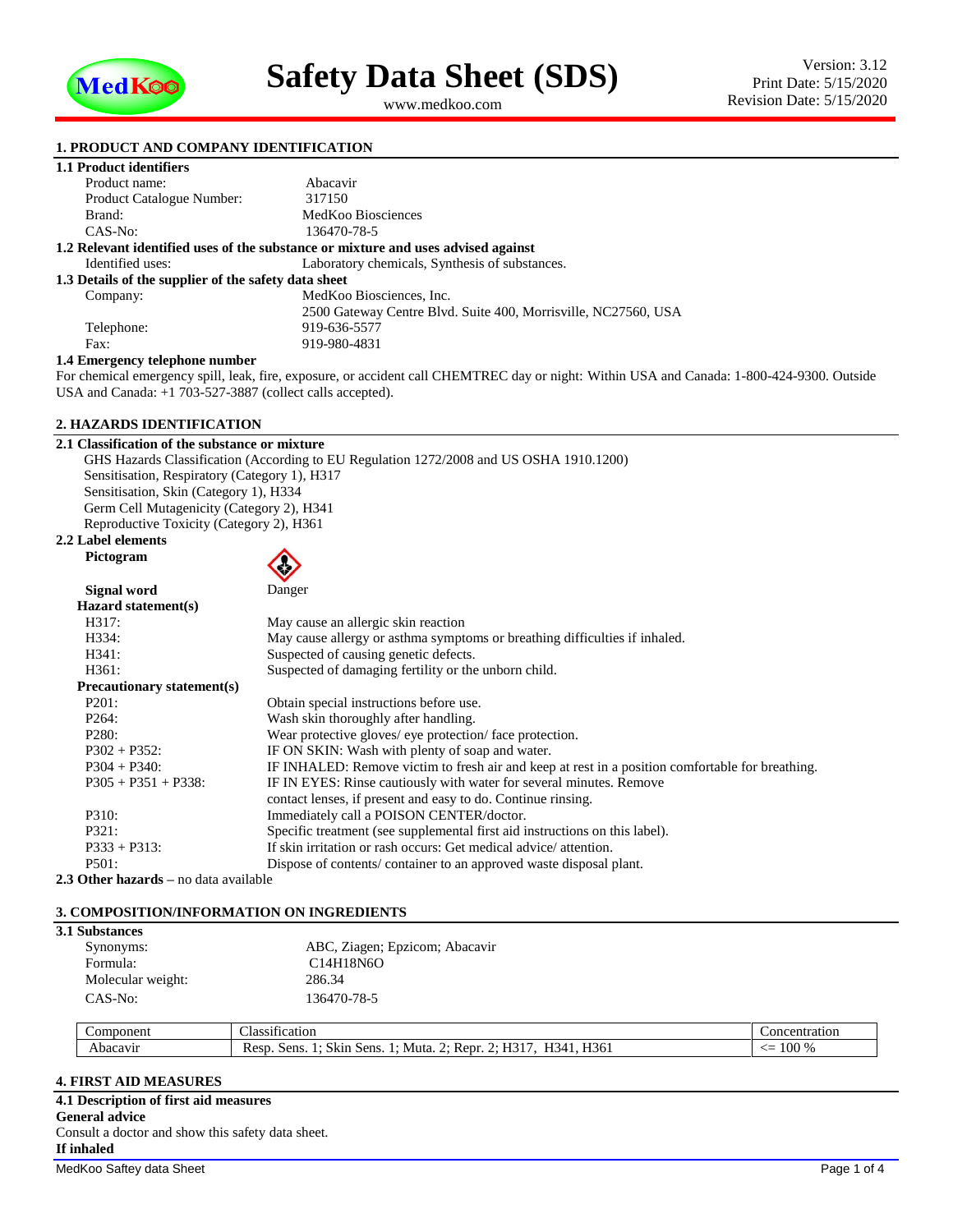# Safety Data Sheet (SDS)

www.medkoo.com

Version: 3.12
Print Date: 5/15/2020
Revision Date: 5/15/2020

## 1. PRODUCT AND COMPANY IDENTIFICATION

### 1.1 Product identifiers

| | |
|---|---|
| Product name: | Abacavir |
| Product Catalogue Number: | 317150 |
| Brand: | MedKoo Biosciences |
| CAS-No: | 136470-78-5 |

### 1.2 Relevant identified uses of the substance or mixture and uses advised against

Identified uses: Laboratory chemicals, Synthesis of substances.

### 1.3 Details of the supplier of the safety data sheet

| | |
|---|---|
| Company: | MedKoo Biosciences, Inc. |
| | 2500 Gateway Centre Blvd. Suite 400, Morrisville, NC27560, USA |
| Telephone: | 919-636-5577 |
| Fax: | 919-980-4831 |

### 1.4 Emergency telephone number

For chemical emergency spill, leak, fire, exposure, or accident call CHEMTREC day or night: Within USA and Canada: 1-800-424-9300. Outside USA and Canada: +1 703-527-3887 (collect calls accepted).

## 2. HAZARDS IDENTIFICATION

### 2.1 Classification of the substance or mixture

GHS Hazards Classification (According to EU Regulation 1272/2008 and US OSHA 1910.1200)
Sensitisation, Respiratory (Category 1), H317
Sensitisation, Skin (Category 1), H334
Germ Cell Mutagenicity (Category 2), H341
Reproductive Toxicity (Category 2), H361

### 2.2 Label elements

**Pictogram**

**Signal word** Danger

**Hazard statement(s)**

| | |
|---|---|
| H317: | May cause an allergic skin reaction |
| H334: | May cause allergy or asthma symptoms or breathing difficulties if inhaled. |
| H341: | Suspected of causing genetic defects. |
| H361: | Suspected of damaging fertility or the unborn child. |

**Precautionary statement(s)**

| | |
|---|---|
| P201: | Obtain special instructions before use. |
| P264: | Wash skin thoroughly after handling. |
| P280: | Wear protective gloves/ eye protection/ face protection. |
| P302 + P352: | IF ON SKIN: Wash with plenty of soap and water. |
| P304 + P340: | IF INHALED: Remove victim to fresh air and keep at rest in a position comfortable for breathing. |
| P305 + P351 + P338: | IF IN EYES: Rinse cautiously with water for several minutes. Remove contact lenses, if present and easy to do. Continue rinsing. |
| P310: | Immediately call a POISON CENTER/doctor. |
| P321: | Specific treatment (see supplemental first aid instructions on this label). |
| P333 + P313: | If skin irritation or rash occurs: Get medical advice/ attention. |
| P501: | Dispose of contents/ container to an approved waste disposal plant. |

**2.3 Other hazards** – no data available

## 3. COMPOSITION/INFORMATION ON INGREDIENTS

### 3.1 Substances

| | |
|---|---|
| Synonyms: | ABC, Ziagen; Epzicom; Abacavir |
| Formula: | $C_{14}H_{18}N_6O$ |
| Molecular weight: | 286.34 |
| CAS-No: | 136470-78-5 |

| Component | Classification | Concentration |
|---|---|---|
| Abacavir | Resp. Sens. 1; Skin Sens. 1; Muta. 2; Repr. 2; H317, H341, H361 | <= 100 % |

## 4. FIRST AID MEASURES

### 4.1 Description of first aid measures

**General advice**

Consult a doctor and show this safety data sheet.

**If inhaled**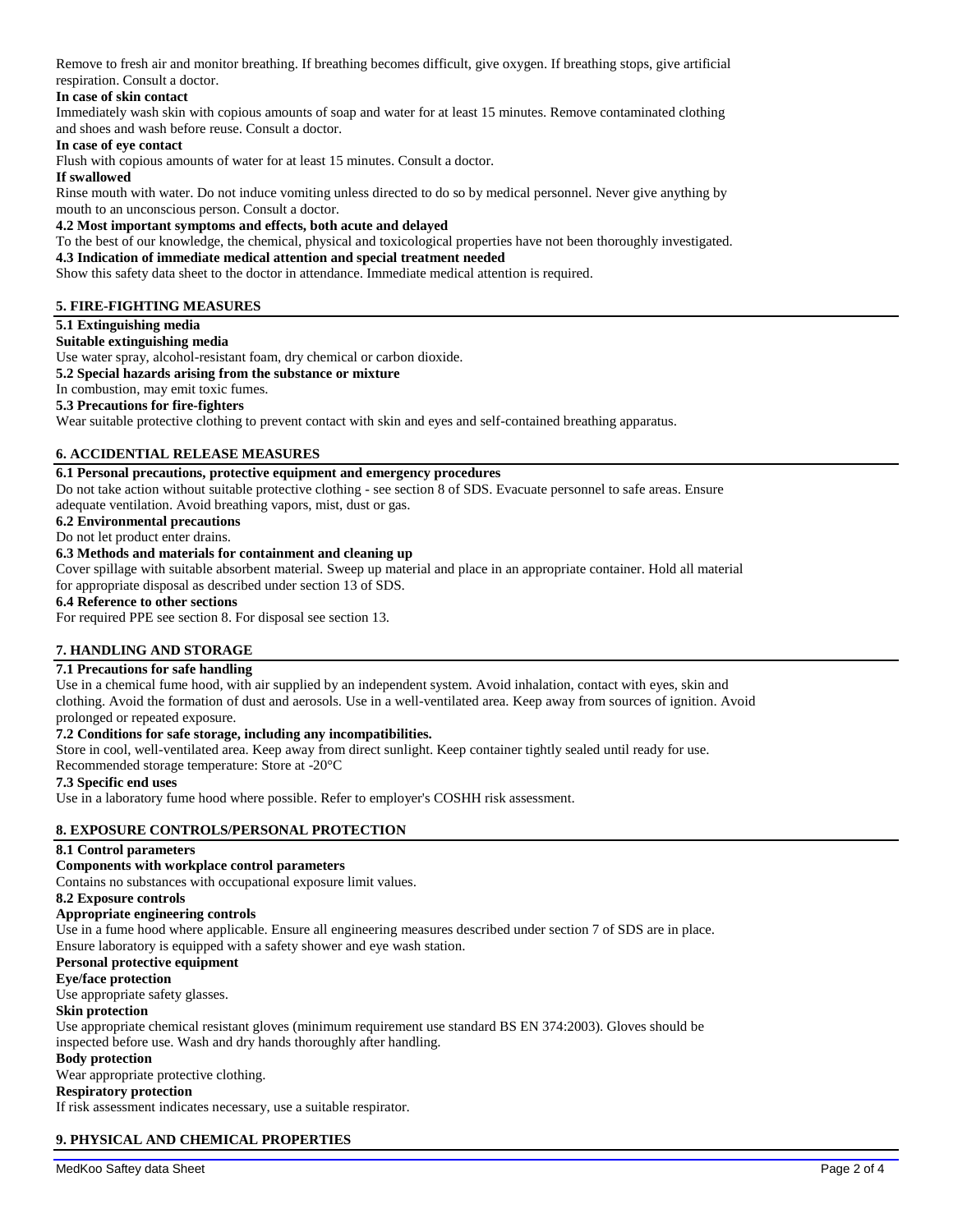Remove to fresh air and monitor breathing. If breathing becomes difficult, give oxygen. If breathing stops, give artificial respiration. Consult a doctor.

**In case of skin contact**

Immediately wash skin with copious amounts of soap and water for at least 15 minutes. Remove contaminated clothing and shoes and wash before reuse. Consult a doctor.

**In case of eye contact**

Flush with copious amounts of water for at least 15 minutes. Consult a doctor.

**If swallowed**

Rinse mouth with water. Do not induce vomiting unless directed to do so by medical personnel. Never give anything by mouth to an unconscious person. Consult a doctor.

**4.2 Most important symptoms and effects, both acute and delayed**

To the best of our knowledge, the chemical, physical and toxicological properties have not been thoroughly investigated.

**4.3 Indication of immediate medical attention and special treatment needed**

Show this safety data sheet to the doctor in attendance. Immediate medical attention is required.

## 5. FIRE-FIGHTING MEASURES

**5.1 Extinguishing media**

**Suitable extinguishing media**

Use water spray, alcohol-resistant foam, dry chemical or carbon dioxide.

**5.2 Special hazards arising from the substance or mixture**

In combustion, may emit toxic fumes.

**5.3 Precautions for fire-fighters**

Wear suitable protective clothing to prevent contact with skin and eyes and self-contained breathing apparatus.

## 6. ACCIDENTIAL RELEASE MEASURES

**6.1 Personal precautions, protective equipment and emergency procedures**

Do not take action without suitable protective clothing - see section 8 of SDS. Evacuate personnel to safe areas. Ensure adequate ventilation. Avoid breathing vapors, mist, dust or gas.

**6.2 Environmental precautions**

Do not let product enter drains.

**6.3 Methods and materials for containment and cleaning up**

Cover spillage with suitable absorbent material. Sweep up material and place in an appropriate container. Hold all material for appropriate disposal as described under section 13 of SDS.

**6.4 Reference to other sections**

For required PPE see section 8. For disposal see section 13.

## 7. HANDLING AND STORAGE

**7.1 Precautions for safe handling**

Use in a chemical fume hood, with air supplied by an independent system. Avoid inhalation, contact with eyes, skin and clothing. Avoid the formation of dust and aerosols. Use in a well-ventilated area. Keep away from sources of ignition. Avoid prolonged or repeated exposure.

**7.2 Conditions for safe storage, including any incompatibilities.**

Store in cool, well-ventilated area. Keep away from direct sunlight. Keep container tightly sealed until ready for use.
Recommended storage temperature: Store at -20°C

**7.3 Specific end uses**

Use in a laboratory fume hood where possible. Refer to employer's COSHH risk assessment.

## 8. EXPOSURE CONTROLS/PERSONAL PROTECTION

**8.1 Control parameters**

**Components with workplace control parameters**

Contains no substances with occupational exposure limit values.

**8.2 Exposure controls**

**Appropriate engineering controls**

Use in a fume hood where applicable. Ensure all engineering measures described under section 7 of SDS are in place.
Ensure laboratory is equipped with a safety shower and eye wash station.

**Personal protective equipment**

**Eye/face protection**

Use appropriate safety glasses.

**Skin protection**

Use appropriate chemical resistant gloves (minimum requirement use standard BS EN 374:2003). Gloves should be inspected before use. Wash and dry hands thoroughly after handling.

**Body protection**

Wear appropriate protective clothing.

**Respiratory protection**

If risk assessment indicates necessary, use a suitable respirator.

## 9. PHYSICAL AND CHEMICAL PROPERTIES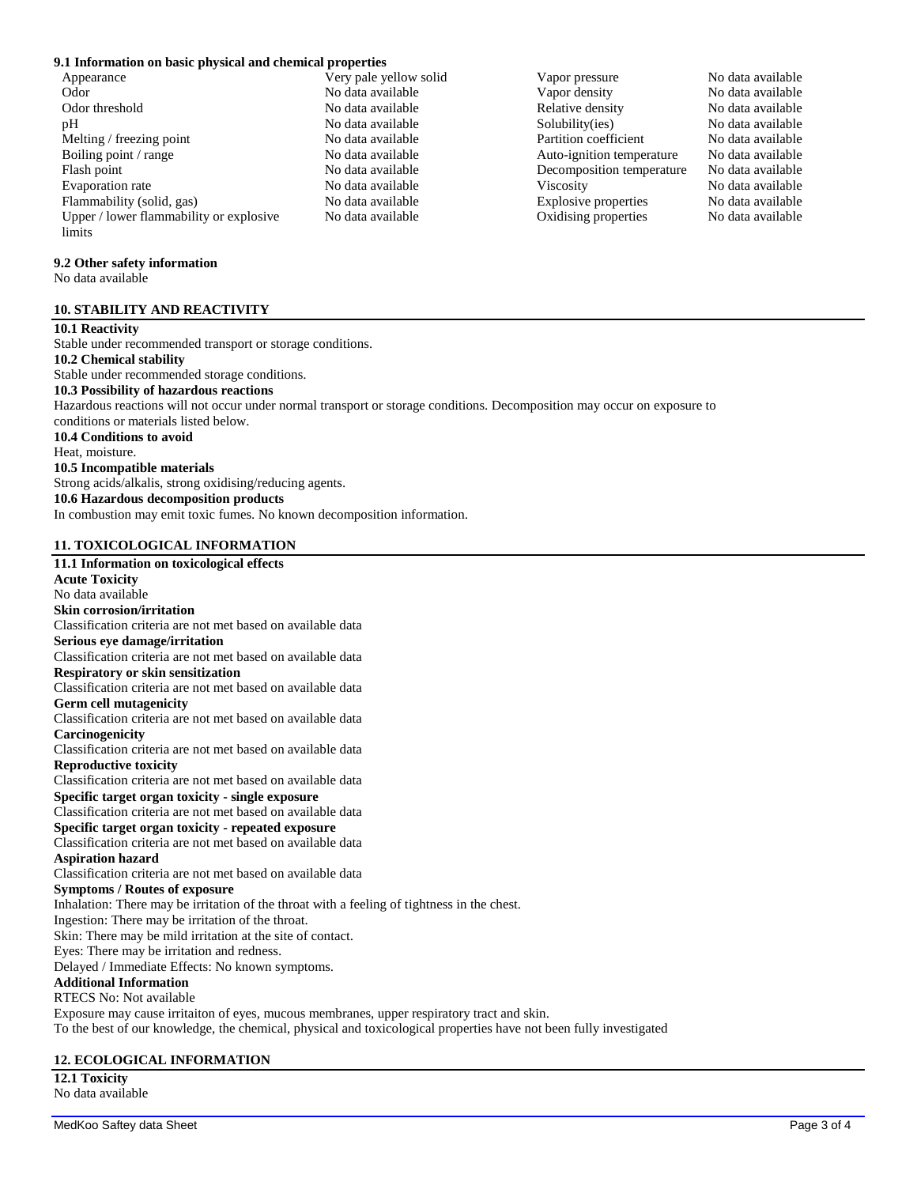### 9.1 Information on basic physical and chemical properties

| Property | Value | Property | Value |
|---|---|---|---|
| Appearance | Very pale yellow solid | Vapor pressure | No data available |
| Odor | No data available | Vapor density | No data available |
| Odor threshold | No data available | Relative density | No data available |
| pH | No data available | Solubility(ies) | No data available |
| Melting / freezing point | No data available | Partition coefficient | No data available |
| Boiling point / range | No data available | Auto-ignition temperature | No data available |
| Flash point | No data available | Decomposition temperature | No data available |
| Evaporation rate | No data available | Viscosity | No data available |
| Flammability (solid, gas) | No data available | Explosive properties | No data available |
| Upper / lower flammability or explosive limits | No data available | Oxidising properties | No data available |

### 9.2 Other safety information

No data available

## 10. STABILITY AND REACTIVITY

**10.1 Reactivity**

Stable under recommended transport or storage conditions.

**10.2 Chemical stability**

Stable under recommended storage conditions.

**10.3 Possibility of hazardous reactions**

Hazardous reactions will not occur under normal transport or storage conditions. Decomposition may occur on exposure to conditions or materials listed below.

**10.4 Conditions to avoid**

Heat, moisture.

**10.5 Incompatible materials**

Strong acids/alkalis, strong oxidising/reducing agents.

**10.6 Hazardous decomposition products**

In combustion may emit toxic fumes. No known decomposition information.

## 11. TOXICOLOGICAL INFORMATION

**11.1 Information on toxicological effects**

**Acute Toxicity**

No data available

**Skin corrosion/irritation**

Classification criteria are not met based on available data

**Serious eye damage/irritation**

Classification criteria are not met based on available data

**Respiratory or skin sensitization**

Classification criteria are not met based on available data

**Germ cell mutagenicity**

Classification criteria are not met based on available data

**Carcinogenicity**

Classification criteria are not met based on available data

**Reproductive toxicity**

Classification criteria are not met based on available data

**Specific target organ toxicity - single exposure**

Classification criteria are not met based on available data

**Specific target organ toxicity - repeated exposure**

Classification criteria are not met based on available data

**Aspiration hazard**

Classification criteria are not met based on available data

**Symptoms / Routes of exposure**

Inhalation: There may be irritation of the throat with a feeling of tightness in the chest.
Ingestion: There may be irritation of the throat.
Skin: There may be mild irritation at the site of contact.
Eyes: There may be irritation and redness.
Delayed / Immediate Effects: No known symptoms.

**Additional Information**

RTECS No: Not available
Exposure may cause irritaiton of eyes, mucous membranes, upper respiratory tract and skin.
To the best of our knowledge, the chemical, physical and toxicological properties have not been fully investigated

## 12. ECOLOGICAL INFORMATION

**12.1 Toxicity**

No data available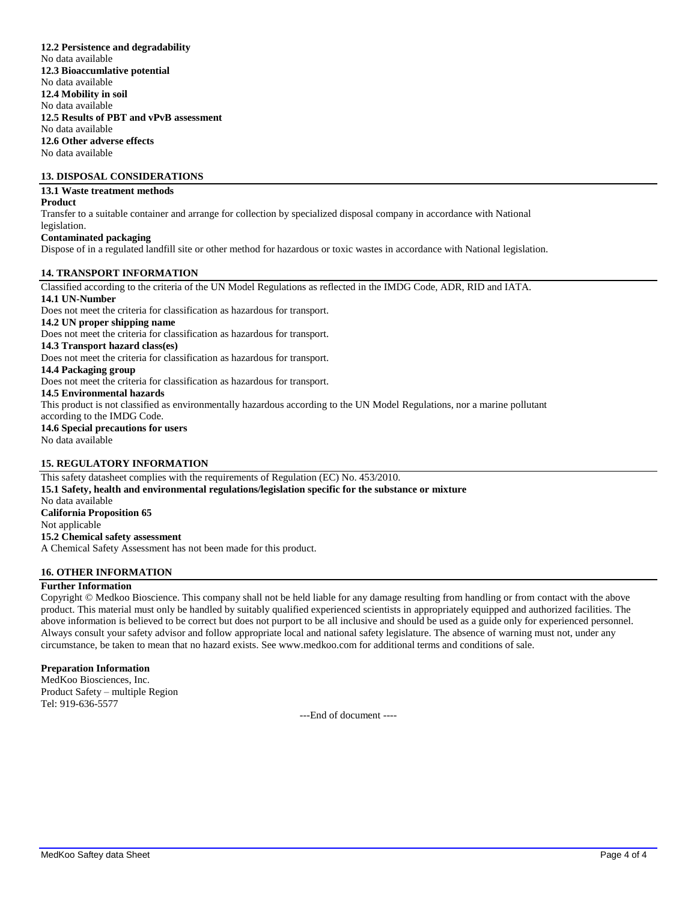**12.2 Persistence and degradability**

No data available

**12.3 Bioaccumlative potential**

No data available

**12.4 Mobility in soil**

No data available

**12.5 Results of PBT and vPvB assessment**

No data available

**12.6 Other adverse effects**

No data available

## 13. DISPOSAL CONSIDERATIONS

**13.1 Waste treatment methods**

**Product**

Transfer to a suitable container and arrange for collection by specialized disposal company in accordance with National legislation.

**Contaminated packaging**

Dispose of in a regulated landfill site or other method for hazardous or toxic wastes in accordance with National legislation.

## 14. TRANSPORT INFORMATION

Classified according to the criteria of the UN Model Regulations as reflected in the IMDG Code, ADR, RID and IATA.

**14.1 UN-Number**

Does not meet the criteria for classification as hazardous for transport.

**14.2 UN proper shipping name**

Does not meet the criteria for classification as hazardous for transport.

**14.3 Transport hazard class(es)**

Does not meet the criteria for classification as hazardous for transport.

**14.4 Packaging group**

Does not meet the criteria for classification as hazardous for transport.

**14.5 Environmental hazards**

This product is not classified as environmentally hazardous according to the UN Model Regulations, nor a marine pollutant according to the IMDG Code.

**14.6 Special precautions for users**

No data available

## 15. REGULATORY INFORMATION

This safety datasheet complies with the requirements of Regulation (EC) No. 453/2010.

**15.1 Safety, health and environmental regulations/legislation specific for the substance or mixture**

No data available

**California Proposition 65**

Not applicable

**15.2 Chemical safety assessment**

A Chemical Safety Assessment has not been made for this product.

## 16. OTHER INFORMATION

**Further Information**

Copyright © Medkoo Bioscience. This company shall not be held liable for any damage resulting from handling or from contact with the above product. This material must only be handled by suitably qualified experienced scientists in appropriately equipped and authorized facilities. The above information is believed to be correct but does not purport to be all inclusive and should be used as a guide only for experienced personnel. Always consult your safety advisor and follow appropriate local and national safety legislature. The absence of warning must not, under any circumstance, be taken to mean that no hazard exists. See www.medkoo.com for additional terms and conditions of sale.

**Preparation Information**

MedKoo Biosciences, Inc.
Product Safety – multiple Region
Tel: 919-636-5577

---End of document ----